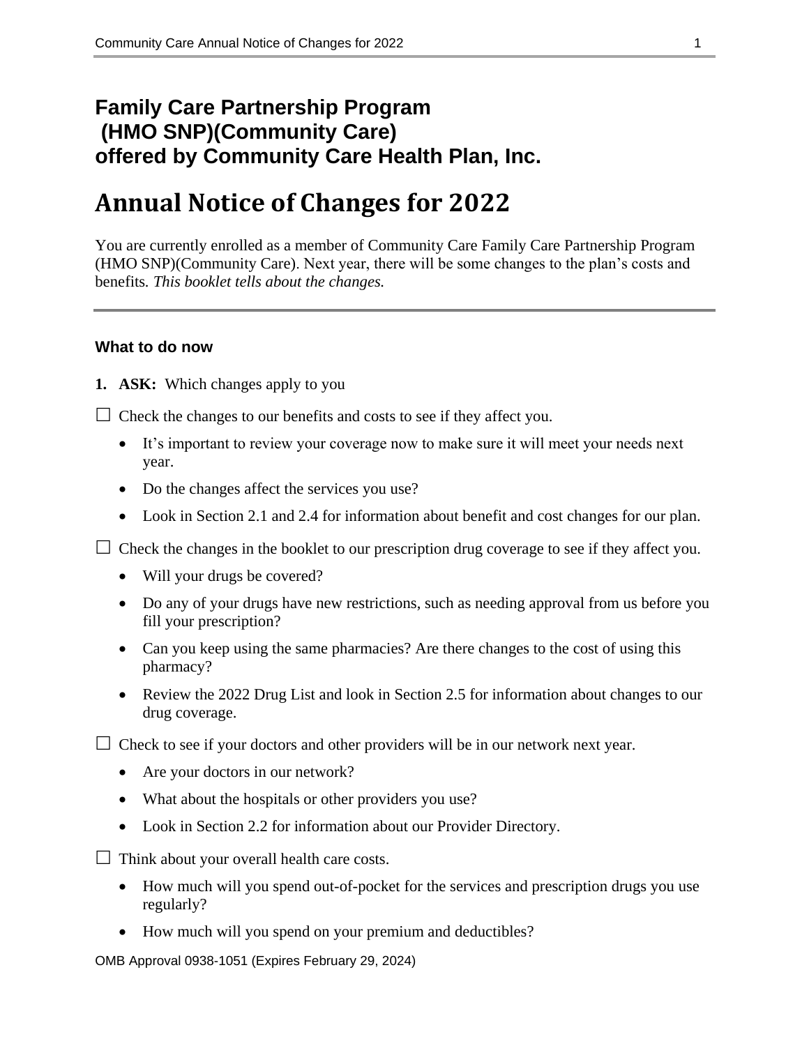# Family Care Partnership Program (HMO SNP)(Community Care) offered by Community Care Health Plan, Inc.

# Annual Notice of Changes for 2022

You are currently enrolled as a member of Community Care Family Care Partnership Program (HMO SNP)(Community Care). Next year, there will be some changes to the plan's costs and benefits. *This booklet tells about the changes.*

---

### What to do now

1. **ASK:** Which changes apply to you

☐ Check the changes to our benefits and costs to see if they affect you.

- It's important to review your coverage now to make sure it will meet your needs next year.
- Do the changes affect the services you use?
- Look in Section 2.1 and 2.4 for information about benefit and cost changes for our plan.

☐ Check the changes in the booklet to our prescription drug coverage to see if they affect you.

- Will your drugs be covered?
- Do any of your drugs have new restrictions, such as needing approval from us before you fill your prescription?
- Can you keep using the same pharmacies? Are there changes to the cost of using this pharmacy?
- Review the 2022 Drug List and look in Section 2.5 for information about changes to our drug coverage.

☐ Check to see if your doctors and other providers will be in our network next year.

- Are your doctors in our network?
- What about the hospitals or other providers you use?
- Look in Section 2.2 for information about our Provider Directory.

☐ Think about your overall health care costs.

- How much will you spend out-of-pocket for the services and prescription drugs you use regularly?
- How much will you spend on your premium and deductibles?

OMB Approval 0938-1051 (Expires February 29, 2024)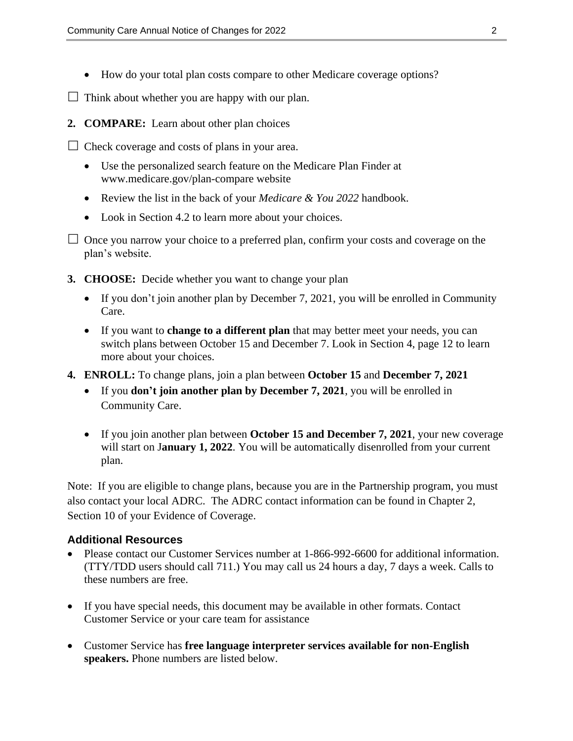- How do your total plan costs compare to other Medicare coverage options?

☐ Think about whether you are happy with our plan.

**2. COMPARE:** Learn about other plan choices

☐ Check coverage and costs of plans in your area.

- Use the personalized search feature on the Medicare Plan Finder at www.medicare.gov/plan-compare website
- Review the list in the back of your *Medicare & You 2022* handbook.
- Look in Section 4.2 to learn more about your choices.

☐ Once you narrow your choice to a preferred plan, confirm your costs and coverage on the plan's website.

**3. CHOOSE:** Decide whether you want to change your plan

- If you don't join another plan by December 7, 2021, you will be enrolled in Community Care.
- If you want to **change to a different plan** that may better meet your needs, you can switch plans between October 15 and December 7. Look in Section 4, page 12 to learn more about your choices.

**4. ENROLL:** To change plans, join a plan between **October 15** and **December 7, 2021**

- If you **don't join another plan by December 7, 2021**, you will be enrolled in Community Care.
- If you join another plan between **October 15 and December 7, 2021**, your new coverage will start on J**anuary 1, 2022**. You will be automatically disenrolled from your current plan.

Note: If you are eligible to change plans, because you are in the Partnership program, you must also contact your local ADRC. The ADRC contact information can be found in Chapter 2, Section 10 of your Evidence of Coverage.

### Additional Resources

- Please contact our Customer Services number at 1-866-992-6600 for additional information. (TTY/TDD users should call 711.) You may call us 24 hours a day, 7 days a week. Calls to these numbers are free.
- If you have special needs, this document may be available in other formats. Contact Customer Service or your care team for assistance
- Customer Service has **free language interpreter services available for non-English speakers.** Phone numbers are listed below.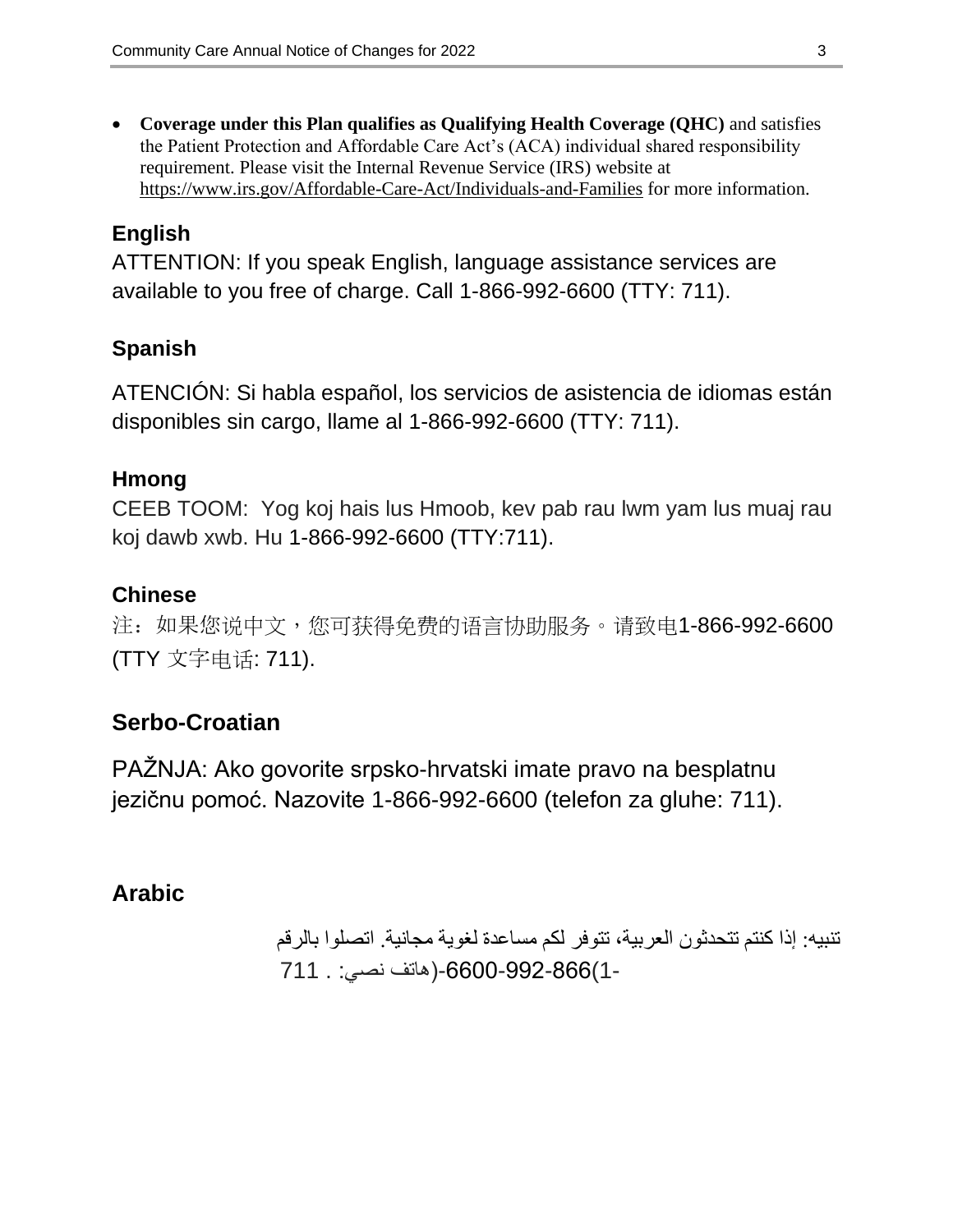- **Coverage under this Plan qualifies as Qualifying Health Coverage (QHC)** and satisfies the Patient Protection and Affordable Care Act's (ACA) individual shared responsibility requirement. Please visit the Internal Revenue Service (IRS) website at https://www.irs.gov/Affordable-Care-Act/Individuals-and-Families for more information.

### English

ATTENTION: If you speak English, language assistance services are available to you free of charge. Call 1-866-992-6600 (TTY: 711).

### Spanish

ATENCIÓN: Si habla español, los servicios de asistencia de idiomas están disponibles sin cargo, llame al 1-866-992-6600 (TTY: 711).

### Hmong

CEEB TOOM: Yog koj hais lus Hmoob, kev pab rau lwm yam lus muaj rau koj dawb xwb. Hu 1-866-992-6600 (TTY:711).

### Chinese

注：如果您说中文，您可获得免费的语言协助服务。请致电1-866-992-6600 (TTY 文字电话: 711).

### Serbo-Croatian

PAŽNJA: Ako govorite srpsko-hrvatski imate pravo na besplatnu jezičnu pomoć. Nazovite 1-866-992-6600 (telefon za gluhe: 711).

### Arabic

تنبيه: إذا كنتم تتحدثون العربية، تتوفر لكم مساعدة لغوية مجانية. اتصلوا بالرقم 1-866-992-6600 (هاتف نصي: 711).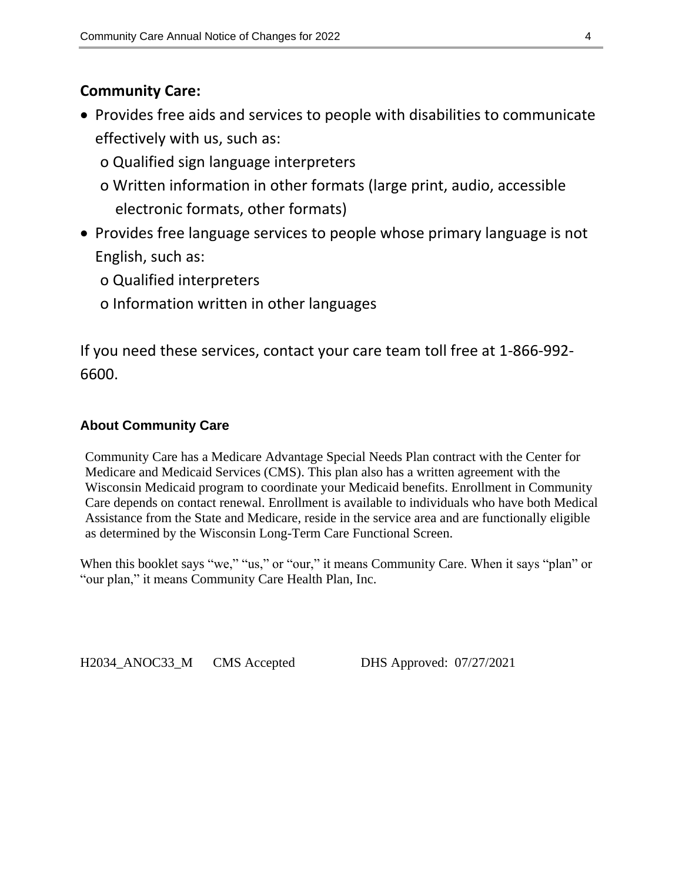**Community Care:**

- Provides free aids and services to people with disabilities to communicate effectively with us, such as:
  - o Qualified sign language interpreters
  - o Written information in other formats (large print, audio, accessible electronic formats, other formats)
- Provides free language services to people whose primary language is not English, such as:
  - o Qualified interpreters
  - o Information written in other languages

If you need these services, contact your care team toll free at 1-866-992-6600.

### About Community Care

Community Care has a Medicare Advantage Special Needs Plan contract with the Center for Medicare and Medicaid Services (CMS). This plan also has a written agreement with the Wisconsin Medicaid program to coordinate your Medicaid benefits. Enrollment in Community Care depends on contact renewal. Enrollment is available to individuals who have both Medical Assistance from the State and Medicare, reside in the service area and are functionally eligible as determined by the Wisconsin Long-Term Care Functional Screen.

When this booklet says “we,” “us,” or “our,” it means Community Care. When it says “plan” or “our plan,” it means Community Care Health Plan, Inc.

H2034_ANOC33_M CMS Accepted DHS Approved: 07/27/2021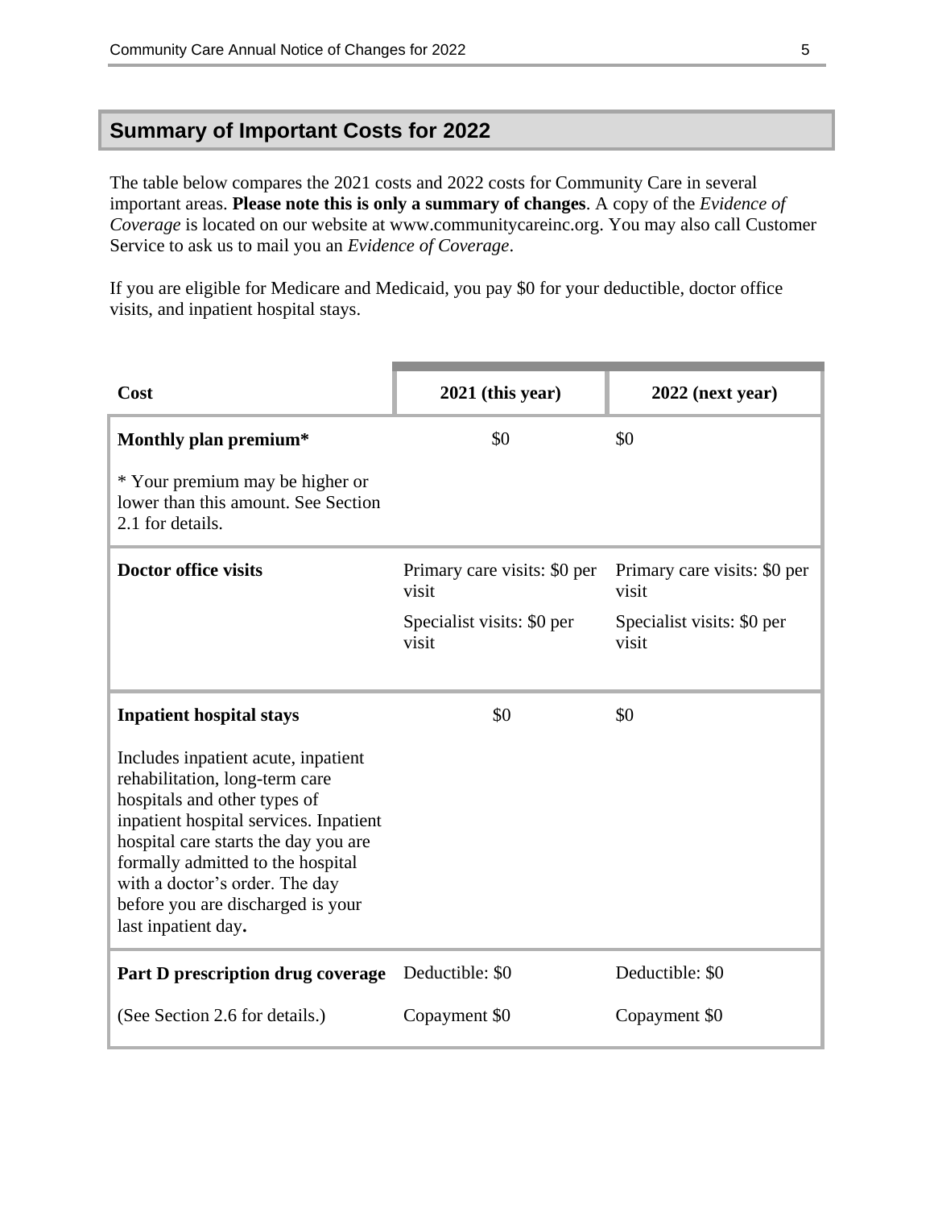## Summary of Important Costs for 2022

The table below compares the 2021 costs and 2022 costs for Community Care in several important areas. **Please note this is only a summary of changes**. A copy of the *Evidence of Coverage* is located on our website at www.communitycareinc.org. You may also call Customer Service to ask us to mail you an *Evidence of Coverage*.

If you are eligible for Medicare and Medicaid, you pay $0 for your deductible, doctor office visits, and inpatient hospital stays.

| Cost | 2021 (this year) | 2022 (next year) |
|---|---|---|
| **Monthly plan premium***<br><br>* Your premium may be higher or lower than this amount. See Section 2.1 for details. | $0 | $0 |
| **Doctor office visits** | Primary care visits: $0 per visit<br><br>Specialist visits: $0 per visit | Primary care visits: $0 per visit<br><br>Specialist visits: $0 per visit |
| **Inpatient hospital stays**<br><br>Includes inpatient acute, inpatient rehabilitation, long-term care hospitals and other types of inpatient hospital services. Inpatient hospital care starts the day you are formally admitted to the hospital with a doctor's order. The day before you are discharged is your last inpatient day**.** | $0 | $0 |
| **Part D prescription drug coverage**<br><br>(See Section 2.6 for details.) | Deductible: $0<br><br>Copayment $0 | Deductible: $0<br><br>Copayment $0 |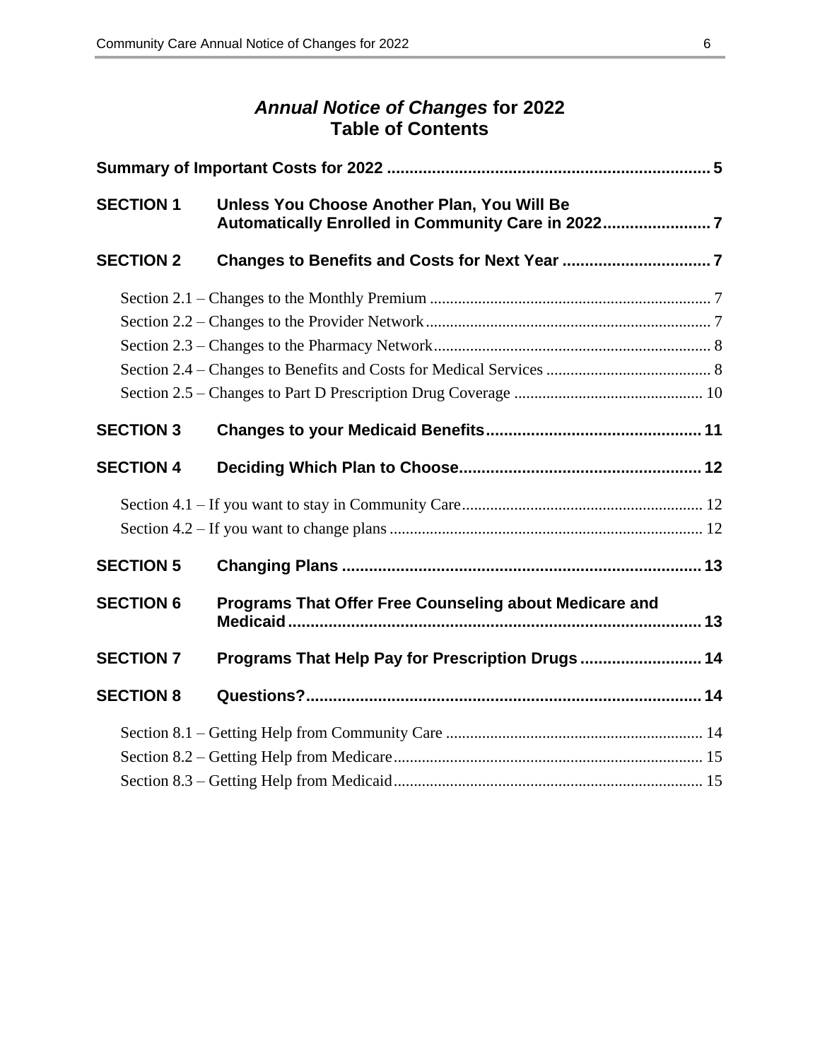# *Annual Notice of Changes* for 2022
# Table of Contents

**Summary of Important Costs for 2022 ........................................................................ 5**

**SECTION 1 Unless You Choose Another Plan, You Will Be Automatically Enrolled in Community Care in 2022........................ 7**

**SECTION 2 Changes to Benefits and Costs for Next Year ................................. 7**

Section 2.1 – Changes to the Monthly Premium ..................................................................... 7

Section 2.2 – Changes to the Provider Network....................................................................... 7

Section 2.3 – Changes to the Pharmacy Network.................................................................... 8

Section 2.4 – Changes to Benefits and Costs for Medical Services ......................................... 8

Section 2.5 – Changes to Part D Prescription Drug Coverage .............................................. 10

**SECTION 3 Changes to your Medicaid Benefits................................................ 11**

**SECTION 4 Deciding Which Plan to Choose...................................................... 12**

Section 4.1 – If you want to stay in Community Care........................................................... 12

Section 4.2 – If you want to change plans ............................................................................. 12

**SECTION 5 Changing Plans ................................................................................ 13**

**SECTION 6 Programs That Offer Free Counseling about Medicare and Medicaid ........................................................................................... 13**

**SECTION 7 Programs That Help Pay for Prescription Drugs ........................... 14**

**SECTION 8 Questions?........................................................................................ 14**

Section 8.1 – Getting Help from Community Care ............................................................... 14

Section 8.2 – Getting Help from Medicare............................................................................ 15

Section 8.3 – Getting Help from Medicaid............................................................................ 15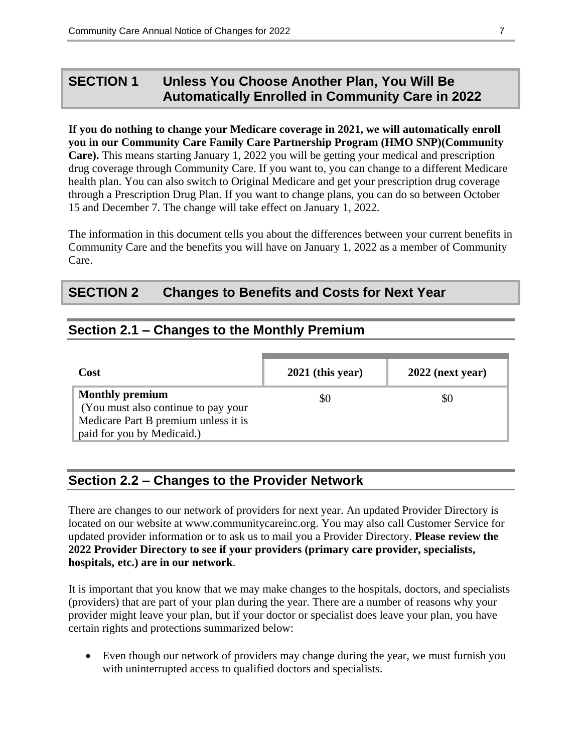## SECTION 1 Unless You Choose Another Plan, You Will Be Automatically Enrolled in Community Care in 2022

**If you do nothing to change your Medicare coverage in 2021, we will automatically enroll you in our Community Care Family Care Partnership Program (HMO SNP)(Community Care).** This means starting January 1, 2022 you will be getting your medical and prescription drug coverage through Community Care. If you want to, you can change to a different Medicare health plan. You can also switch to Original Medicare and get your prescription drug coverage through a Prescription Drug Plan. If you want to change plans, you can do so between October 15 and December 7. The change will take effect on January 1, 2022.

The information in this document tells you about the differences between your current benefits in Community Care and the benefits you will have on January 1, 2022 as a member of Community Care.

## SECTION 2 Changes to Benefits and Costs for Next Year

### Section 2.1 – Changes to the Monthly Premium

| Cost | 2021 (this year) | 2022 (next year) |
|---|---|---|
| **Monthly premium** (You must also continue to pay your Medicare Part B premium unless it is paid for you by Medicaid.) | $0 | $0 |

### Section 2.2 – Changes to the Provider Network

There are changes to our network of providers for next year. An updated Provider Directory is located on our website at www.communitycareinc.org. You may also call Customer Service for updated provider information or to ask us to mail you a Provider Directory. **Please review the 2022 Provider Directory to see if your providers (primary care provider, specialists, hospitals, etc.) are in our network**.

It is important that you know that we may make changes to the hospitals, doctors, and specialists (providers) that are part of your plan during the year. There are a number of reasons why your provider might leave your plan, but if your doctor or specialist does leave your plan, you have certain rights and protections summarized below:

- Even though our network of providers may change during the year, we must furnish you with uninterrupted access to qualified doctors and specialists.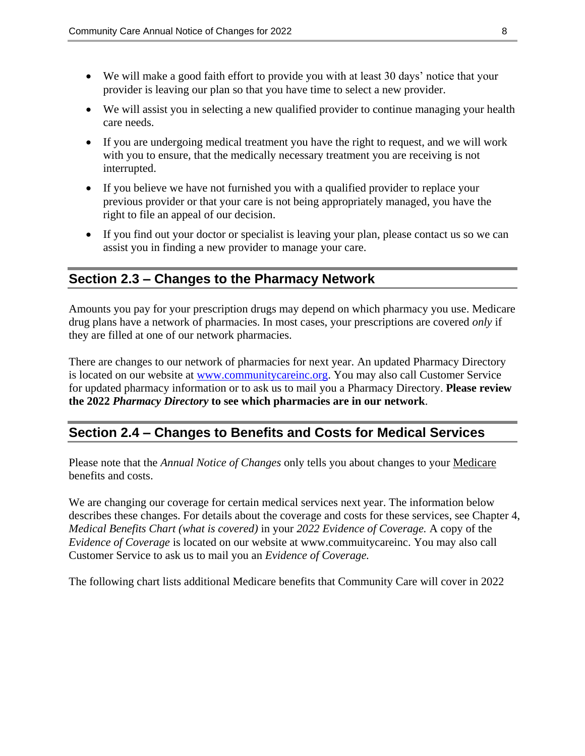- We will make a good faith effort to provide you with at least 30 days' notice that your provider is leaving our plan so that you have time to select a new provider.
- We will assist you in selecting a new qualified provider to continue managing your health care needs.
- If you are undergoing medical treatment you have the right to request, and we will work with you to ensure, that the medically necessary treatment you are receiving is not interrupted.
- If you believe we have not furnished you with a qualified provider to replace your previous provider or that your care is not being appropriately managed, you have the right to file an appeal of our decision.
- If you find out your doctor or specialist is leaving your plan, please contact us so we can assist you in finding a new provider to manage your care.

## Section 2.3 – Changes to the Pharmacy Network

Amounts you pay for your prescription drugs may depend on which pharmacy you use. Medicare drug plans have a network of pharmacies. In most cases, your prescriptions are covered *only* if they are filled at one of our network pharmacies.

There are changes to our network of pharmacies for next year. An updated Pharmacy Directory is located on our website at [www.communitycareinc.org](www.communitycareinc.org). You may also call Customer Service for updated pharmacy information or to ask us to mail you a Pharmacy Directory. **Please review the 2022 *Pharmacy Directory* to see which pharmacies are in our network**.

## Section 2.4 – Changes to Benefits and Costs for Medical Services

Please note that the *Annual Notice of Changes* only tells you about changes to your Medicare benefits and costs.

We are changing our coverage for certain medical services next year. The information below describes these changes. For details about the coverage and costs for these services, see Chapter 4, *Medical Benefits Chart (what is covered)* in your *2022 Evidence of Coverage.* A copy of the *Evidence of Coverage* is located on our website at www.commuitycareinc. You may also call Customer Service to ask us to mail you an *Evidence of Coverage.*

The following chart lists additional Medicare benefits that Community Care will cover in 2022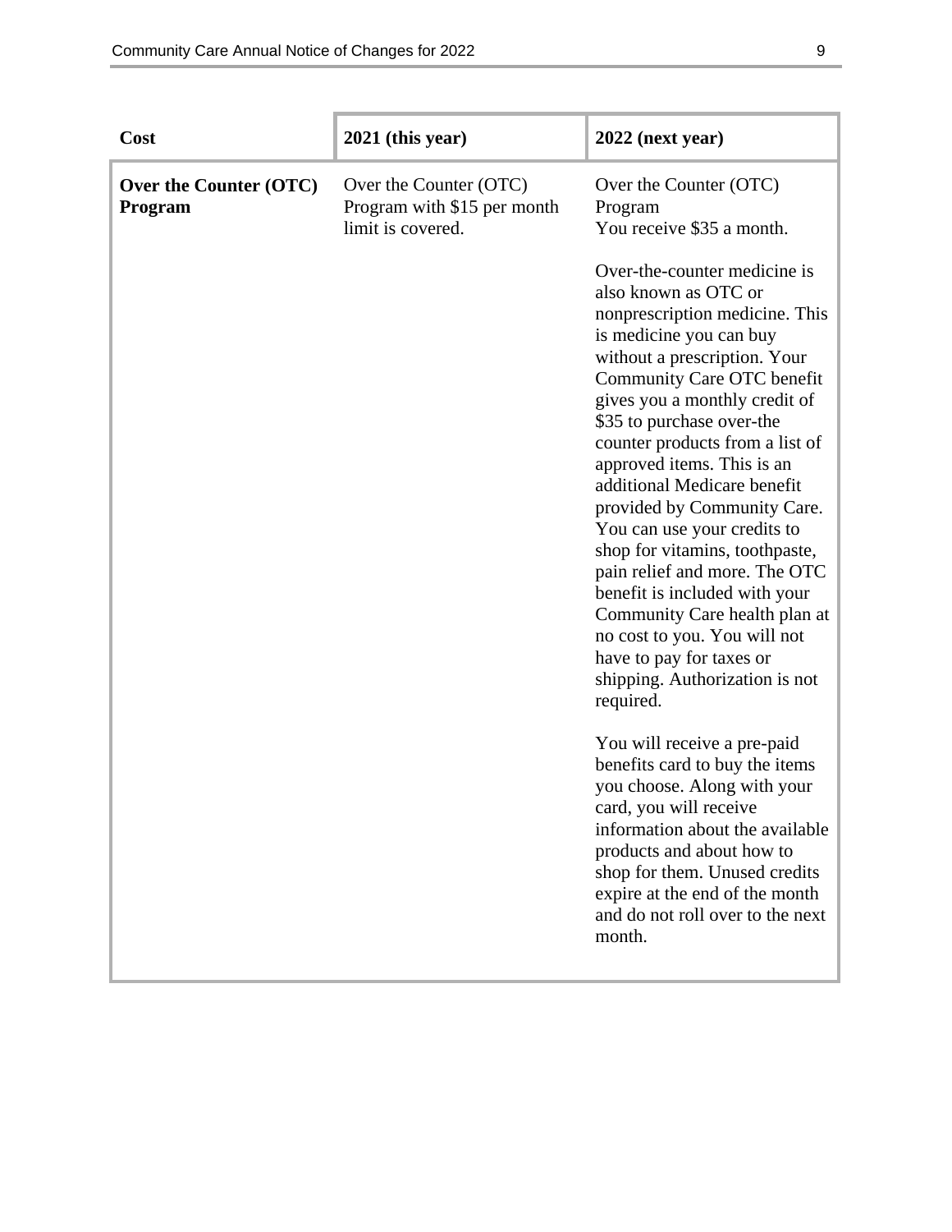| Cost | 2021 (this year) | 2022 (next year) |
| --- | --- | --- |
| **Over the Counter (OTC) Program** | Over the Counter (OTC) Program with $15 per month limit is covered. | Over the Counter (OTC) Program<br>You receive $35 a month.<br><br>Over-the-counter medicine is also known as OTC or nonprescription medicine. This is medicine you can buy without a prescription. Your Community Care OTC benefit gives you a monthly credit of $35 to purchase over-the counter products from a list of approved items. This is an additional Medicare benefit provided by Community Care. You can use your credits to shop for vitamins, toothpaste, pain relief and more. The OTC benefit is included with your Community Care health plan at no cost to you. You will not have to pay for taxes or shipping. Authorization is not required.<br><br>You will receive a pre-paid benefits card to buy the items you choose. Along with your card, you will receive information about the available products and about how to shop for them. Unused credits expire at the end of the month and do not roll over to the next month. |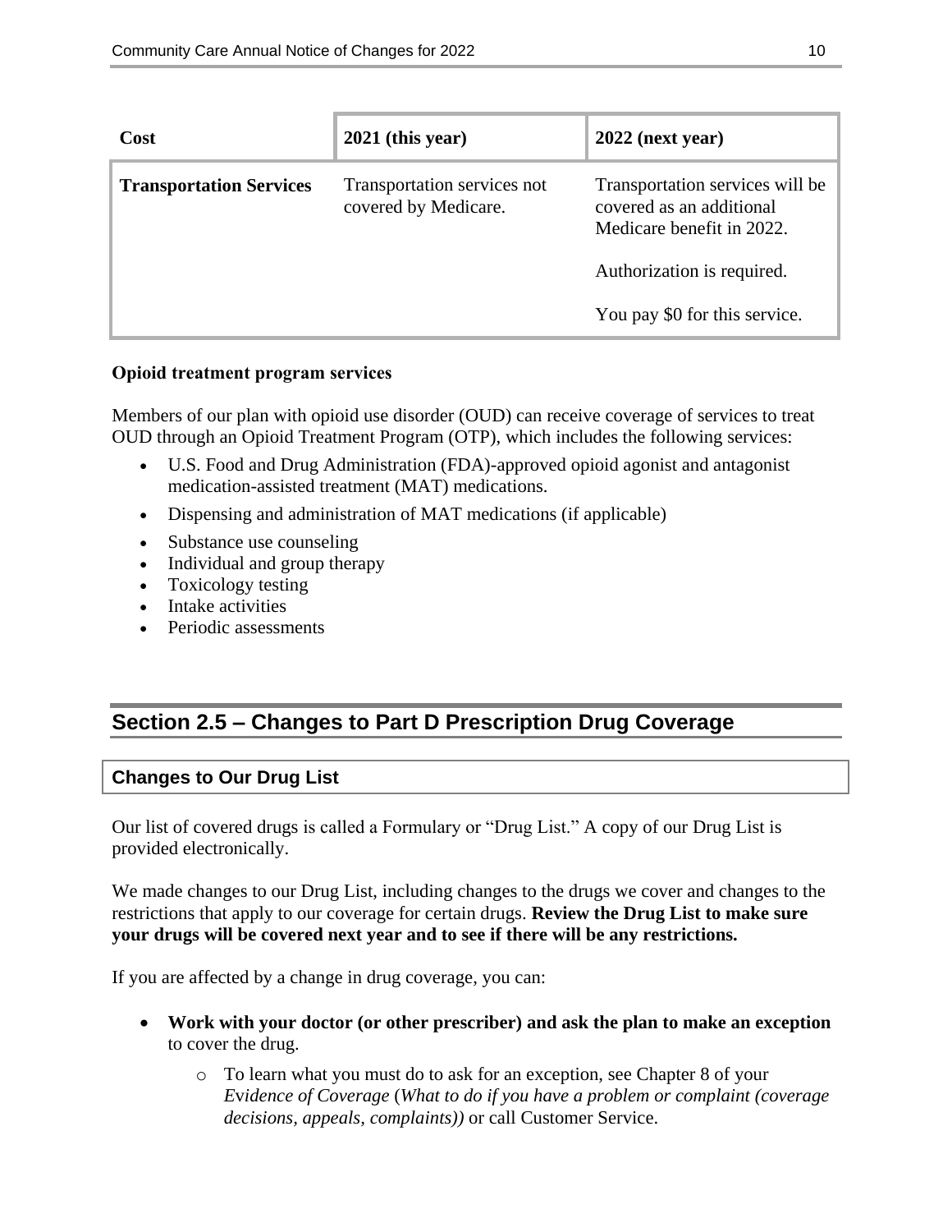| Cost | 2021 (this year) | 2022 (next year) |
| --- | --- | --- |
| **Transportation Services** | Transportation services not covered by Medicare. | Transportation services will be covered as an additional Medicare benefit in 2022.<br><br>Authorization is required.<br><br>You pay $0 for this service. |

**Opioid treatment program services**

Members of our plan with opioid use disorder (OUD) can receive coverage of services to treat OUD through an Opioid Treatment Program (OTP), which includes the following services:

- U.S. Food and Drug Administration (FDA)-approved opioid agonist and antagonist medication-assisted treatment (MAT) medications.
- Dispensing and administration of MAT medications (if applicable)
- Substance use counseling
- Individual and group therapy
- Toxicology testing
- Intake activities
- Periodic assessments

## Section 2.5 – Changes to Part D Prescription Drug Coverage

### Changes to Our Drug List

Our list of covered drugs is called a Formulary or "Drug List." A copy of our Drug List is provided electronically.

We made changes to our Drug List, including changes to the drugs we cover and changes to the restrictions that apply to our coverage for certain drugs. **Review the Drug List to make sure your drugs will be covered next year and to see if there will be any restrictions.**

If you are affected by a change in drug coverage, you can:

- **Work with your doctor (or other prescriber) and ask the plan to make an exception** to cover the drug.
  - To learn what you must do to ask for an exception, see Chapter 8 of your *Evidence of Coverage* (*What to do if you have a problem or complaint (coverage decisions, appeals, complaints))* or call Customer Service.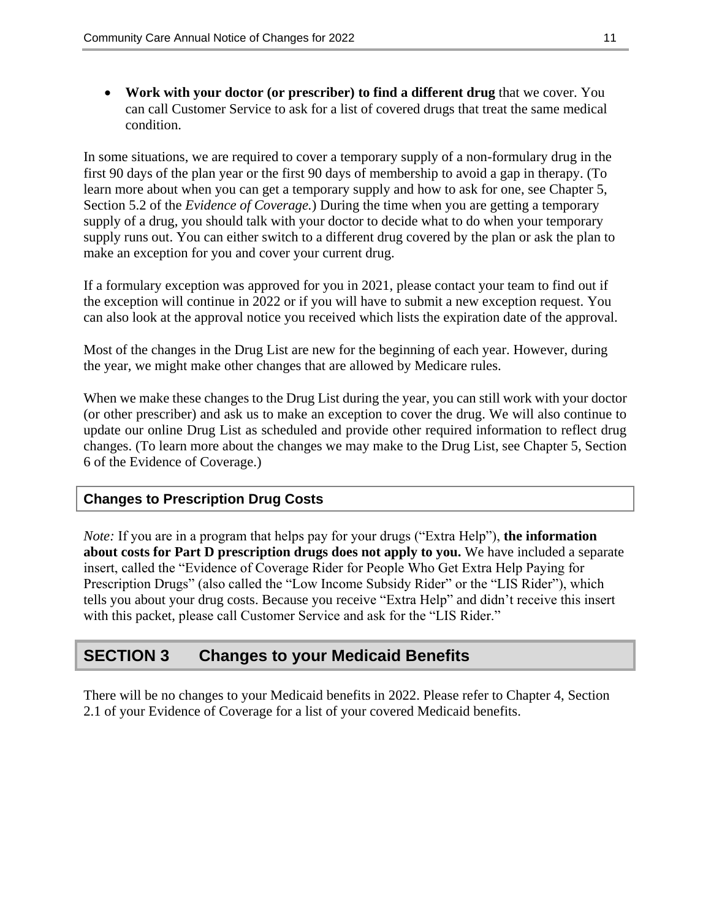- **Work with your doctor (or prescriber) to find a different drug** that we cover. You can call Customer Service to ask for a list of covered drugs that treat the same medical condition.

In some situations, we are required to cover a temporary supply of a non-formulary drug in the first 90 days of the plan year or the first 90 days of membership to avoid a gap in therapy. (To learn more about when you can get a temporary supply and how to ask for one, see Chapter 5, Section 5.2 of the *Evidence of Coverage.*) During the time when you are getting a temporary supply of a drug, you should talk with your doctor to decide what to do when your temporary supply runs out. You can either switch to a different drug covered by the plan or ask the plan to make an exception for you and cover your current drug.

If a formulary exception was approved for you in 2021, please contact your team to find out if the exception will continue in 2022 or if you will have to submit a new exception request. You can also look at the approval notice you received which lists the expiration date of the approval.

Most of the changes in the Drug List are new for the beginning of each year. However, during the year, we might make other changes that are allowed by Medicare rules.

When we make these changes to the Drug List during the year, you can still work with your doctor (or other prescriber) and ask us to make an exception to cover the drug. We will also continue to update our online Drug List as scheduled and provide other required information to reflect drug changes. (To learn more about the changes we may make to the Drug List, see Chapter 5, Section 6 of the Evidence of Coverage.)

### Changes to Prescription Drug Costs

*Note:* If you are in a program that helps pay for your drugs ("Extra Help"), **the information about costs for Part D prescription drugs does not apply to you.** We have included a separate insert, called the "Evidence of Coverage Rider for People Who Get Extra Help Paying for Prescription Drugs" (also called the "Low Income Subsidy Rider" or the "LIS Rider"), which tells you about your drug costs. Because you receive "Extra Help" and didn't receive this insert with this packet, please call Customer Service and ask for the "LIS Rider."

## SECTION 3 Changes to your Medicaid Benefits

There will be no changes to your Medicaid benefits in 2022. Please refer to Chapter 4, Section 2.1 of your Evidence of Coverage for a list of your covered Medicaid benefits.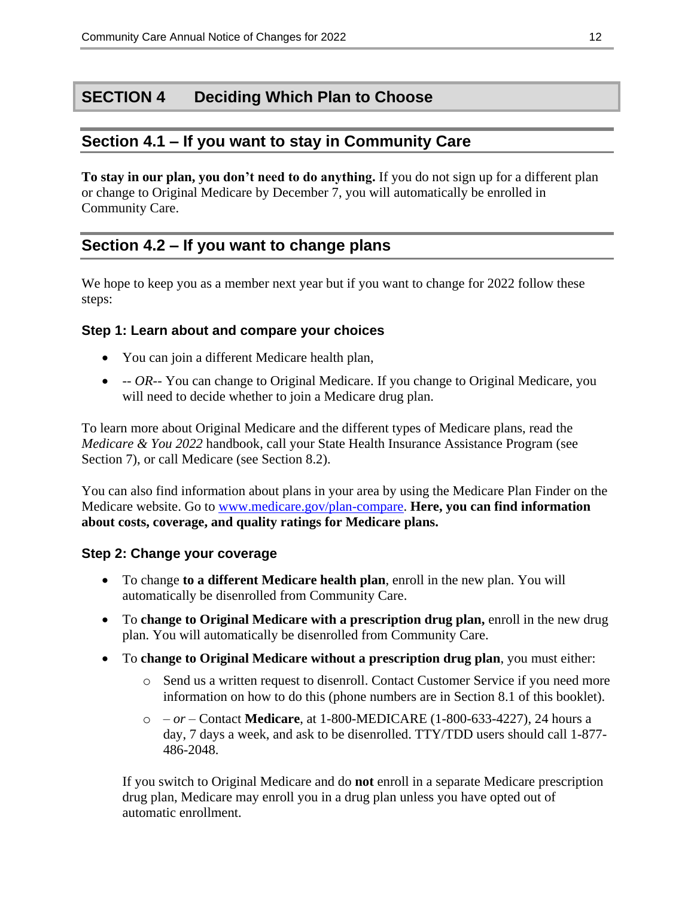# SECTION 4 Deciding Which Plan to Choose

## Section 4.1 – If you want to stay in Community Care

**To stay in our plan, you don't need to do anything.** If you do not sign up for a different plan or change to Original Medicare by December 7, you will automatically be enrolled in Community Care.

## Section 4.2 – If you want to change plans

We hope to keep you as a member next year but if you want to change for 2022 follow these steps:

### Step 1: Learn about and compare your choices

- You can join a different Medicare health plan,
- -- *OR*-- You can change to Original Medicare. If you change to Original Medicare, you will need to decide whether to join a Medicare drug plan.

To learn more about Original Medicare and the different types of Medicare plans, read the *Medicare & You 2022* handbook, call your State Health Insurance Assistance Program (see Section 7), or call Medicare (see Section 8.2).

You can also find information about plans in your area by using the Medicare Plan Finder on the Medicare website. Go to [www.medicare.gov/plan-compare](www.medicare.gov/plan-compare). **Here, you can find information about costs, coverage, and quality ratings for Medicare plans.**

### Step 2: Change your coverage

- To change **to a different Medicare health plan**, enroll in the new plan. You will automatically be disenrolled from Community Care.
- To **change to Original Medicare with a prescription drug plan,** enroll in the new drug plan. You will automatically be disenrolled from Community Care.
- To **change to Original Medicare without a prescription drug plan**, you must either:
  - Send us a written request to disenroll. Contact Customer Service if you need more information on how to do this (phone numbers are in Section 8.1 of this booklet).
  - – *or* – Contact **Medicare**, at 1-800-MEDICARE (1-800-633-4227), 24 hours a day, 7 days a week, and ask to be disenrolled. TTY/TDD users should call 1-877-486-2048.

  If you switch to Original Medicare and do **not** enroll in a separate Medicare prescription drug plan, Medicare may enroll you in a drug plan unless you have opted out of automatic enrollment.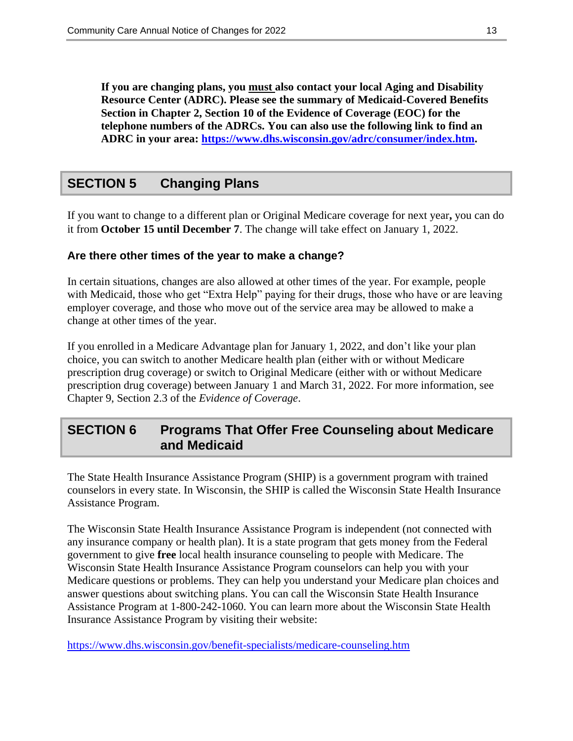**If you are changing plans, you <u>must</u> also contact your local Aging and Disability Resource Center (ADRC). Please see the summary of Medicaid-Covered Benefits Section in Chapter 2, Section 10 of the Evidence of Coverage (EOC) for the telephone numbers of the ADRCs. You can also use the following link to find an ADRC in your area: [https://www.dhs.wisconsin.gov/adrc/consumer/index.htm](https://www.dhs.wisconsin.gov/adrc/consumer/index.htm).**

## SECTION 5 Changing Plans

If you want to change to a different plan or Original Medicare coverage for next year**,** you can do it from **October 15 until December 7**. The change will take effect on January 1, 2022.

### Are there other times of the year to make a change?

In certain situations, changes are also allowed at other times of the year. For example, people with Medicaid, those who get "Extra Help" paying for their drugs, those who have or are leaving employer coverage, and those who move out of the service area may be allowed to make a change at other times of the year.

If you enrolled in a Medicare Advantage plan for January 1, 2022, and don't like your plan choice, you can switch to another Medicare health plan (either with or without Medicare prescription drug coverage) or switch to Original Medicare (either with or without Medicare prescription drug coverage) between January 1 and March 31, 2022. For more information, see Chapter 9, Section 2.3 of the *Evidence of Coverage*.

## SECTION 6 Programs That Offer Free Counseling about Medicare and Medicaid

The State Health Insurance Assistance Program (SHIP) is a government program with trained counselors in every state. In Wisconsin, the SHIP is called the Wisconsin State Health Insurance Assistance Program.

The Wisconsin State Health Insurance Assistance Program is independent (not connected with any insurance company or health plan). It is a state program that gets money from the Federal government to give **free** local health insurance counseling to people with Medicare. The Wisconsin State Health Insurance Assistance Program counselors can help you with your Medicare questions or problems. They can help you understand your Medicare plan choices and answer questions about switching plans. You can call the Wisconsin State Health Insurance Assistance Program at 1-800-242-1060. You can learn more about the Wisconsin State Health Insurance Assistance Program by visiting their website:

[https://www.dhs.wisconsin.gov/benefit-specialists/medicare-counseling.htm](https://www.dhs.wisconsin.gov/benefit-specialists/medicare-counseling.htm)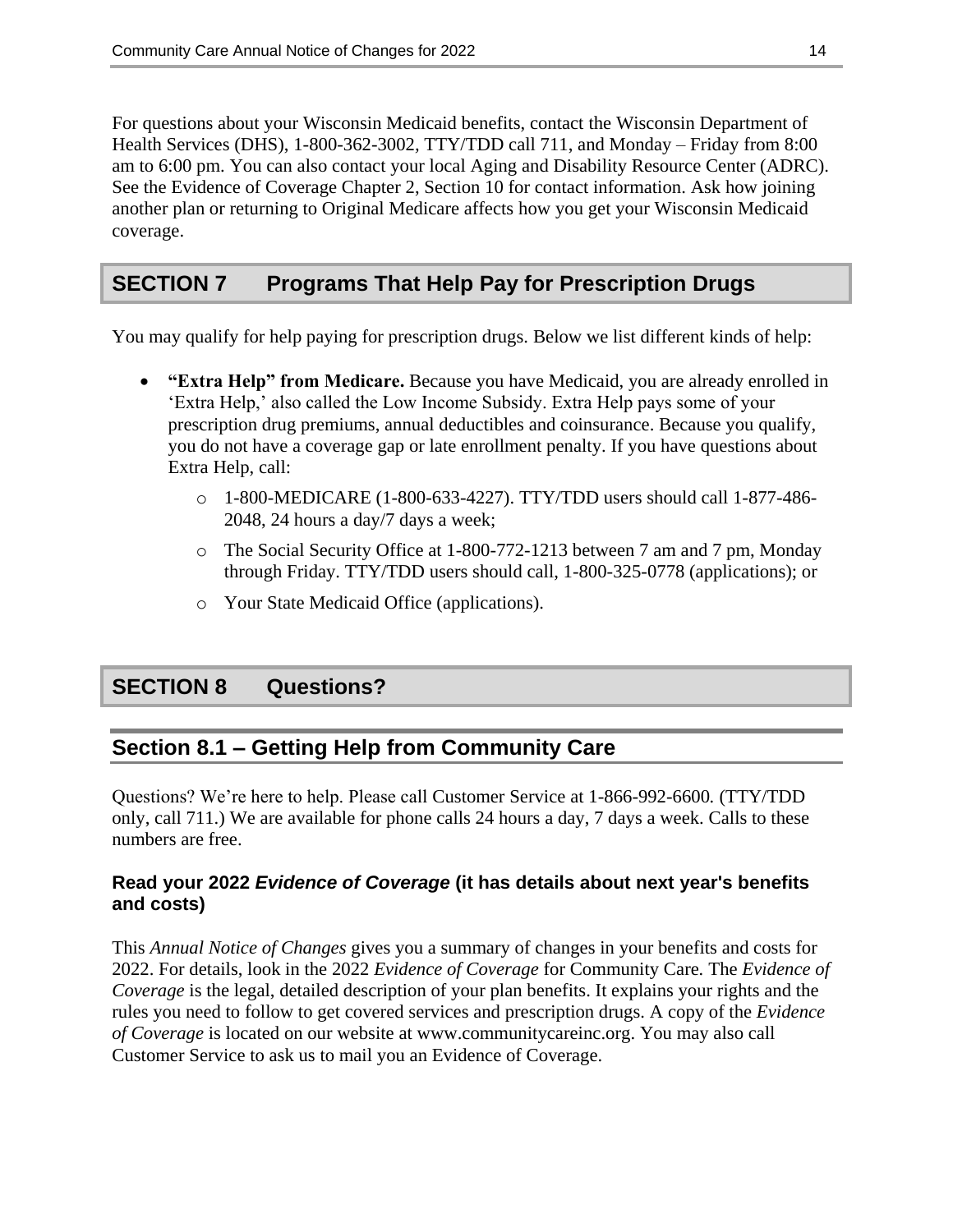For questions about your Wisconsin Medicaid benefits, contact the Wisconsin Department of Health Services (DHS), 1-800-362-3002, TTY/TDD call 711, and Monday – Friday from 8:00 am to 6:00 pm. You can also contact your local Aging and Disability Resource Center (ADRC). See the Evidence of Coverage Chapter 2, Section 10 for contact information. Ask how joining another plan or returning to Original Medicare affects how you get your Wisconsin Medicaid coverage.

# SECTION 7 Programs That Help Pay for Prescription Drugs

You may qualify for help paying for prescription drugs. Below we list different kinds of help:

- **"Extra Help" from Medicare.** Because you have Medicaid, you are already enrolled in 'Extra Help,' also called the Low Income Subsidy. Extra Help pays some of your prescription drug premiums, annual deductibles and coinsurance. Because you qualify, you do not have a coverage gap or late enrollment penalty. If you have questions about Extra Help, call:
    - 1-800-MEDICARE (1-800-633-4227). TTY/TDD users should call 1-877-486-2048, 24 hours a day/7 days a week;
    - The Social Security Office at 1-800-772-1213 between 7 am and 7 pm, Monday through Friday. TTY/TDD users should call, 1-800-325-0778 (applications); or
    - Your State Medicaid Office (applications).

# SECTION 8 Questions?

## Section 8.1 – Getting Help from Community Care

Questions? We're here to help. Please call Customer Service at 1-866-992-6600. (TTY/TDD only, call 711.) We are available for phone calls 24 hours a day, 7 days a week. Calls to these numbers are free.

### Read your 2022 *Evidence of Coverage* (it has details about next year's benefits and costs)

This *Annual Notice of Changes* gives you a summary of changes in your benefits and costs for 2022. For details, look in the 2022 *Evidence of Coverage* for Community Care. The *Evidence of Coverage* is the legal, detailed description of your plan benefits. It explains your rights and the rules you need to follow to get covered services and prescription drugs. A copy of the *Evidence of Coverage* is located on our website at www.communitycareinc.org. You may also call Customer Service to ask us to mail you an Evidence of Coverage.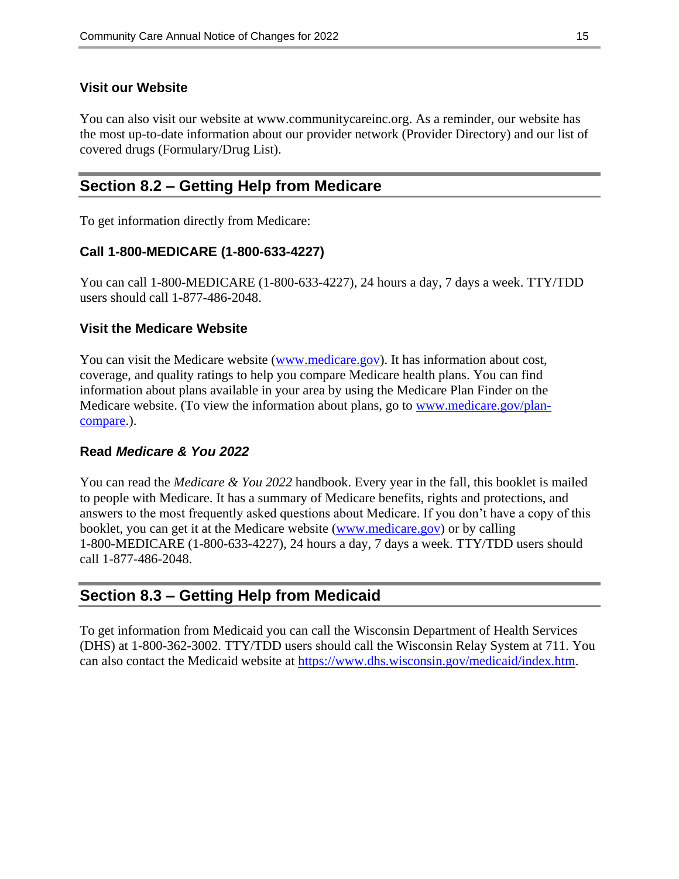### Visit our Website

You can also visit our website at www.communitycareinc.org. As a reminder, our website has the most up-to-date information about our provider network (Provider Directory) and our list of covered drugs (Formulary/Drug List).

## Section 8.2 – Getting Help from Medicare

To get information directly from Medicare:

### Call 1-800-MEDICARE (1-800-633-4227)

You can call 1-800-MEDICARE (1-800-633-4227), 24 hours a day, 7 days a week. TTY/TDD users should call 1-877-486-2048.

### Visit the Medicare Website

You can visit the Medicare website (www.medicare.gov). It has information about cost, coverage, and quality ratings to help you compare Medicare health plans. You can find information about plans available in your area by using the Medicare Plan Finder on the Medicare website. (To view the information about plans, go to www.medicare.gov/plan-compare.).

### Read *Medicare & You 2022*

You can read the *Medicare & You 2022* handbook. Every year in the fall, this booklet is mailed to people with Medicare. It has a summary of Medicare benefits, rights and protections, and answers to the most frequently asked questions about Medicare. If you don't have a copy of this booklet, you can get it at the Medicare website (www.medicare.gov) or by calling 1-800-MEDICARE (1-800-633-4227), 24 hours a day, 7 days a week. TTY/TDD users should call 1-877-486-2048.

## Section 8.3 – Getting Help from Medicaid

To get information from Medicaid you can call the Wisconsin Department of Health Services (DHS) at 1-800-362-3002. TTY/TDD users should call the Wisconsin Relay System at 711. You can also contact the Medicaid website at https://www.dhs.wisconsin.gov/medicaid/index.htm.